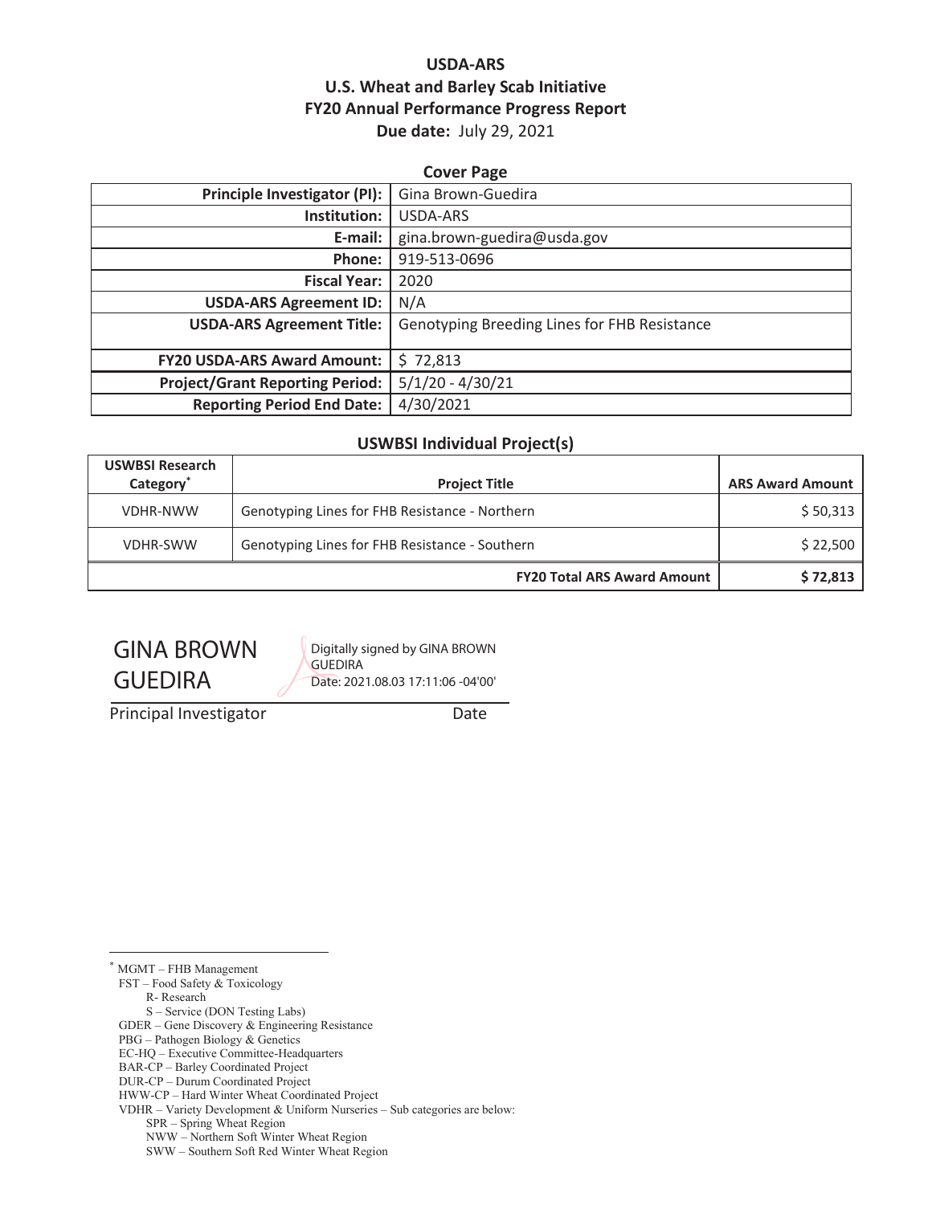# USDA-ARS
# U.S. Wheat and Barley Scab Initiative
# FY20 Annual Performance Progress Report

**Due date:** July 29, 2021

## Cover Page

| | |
|---|---|
| **Principle Investigator (PI):** | Gina Brown-Guedira |
| **Institution:** | USDA-ARS |
| **E-mail:** | gina.brown-guedira@usda.gov |
| **Phone:** | 919-513-0696 |
| **Fiscal Year:** | 2020 |
| **USDA-ARS Agreement ID:** | N/A |
| **USDA-ARS Agreement Title:** | Genotyping Breeding Lines for FHB Resistance |
| **FY20 USDA-ARS Award Amount:** | $ 72,813 |
| **Project/Grant Reporting Period:** | 5/1/20 - 4/30/21 |
| **Reporting Period End Date:** | 4/30/2021 |

## USWBSI Individual Project(s)

| USWBSI Research Category* | Project Title | ARS Award Amount |
|---|---|---|
| VDHR-NWW | Genotyping Lines for FHB Resistance - Northern | $ 50,313 |
| VDHR-SWW | Genotyping Lines for FHB Resistance - Southern | $ 22,500 |
| | **FY20 Total ARS Award Amount** | **$ 72,813** |

GINA BROWN GUEDIRA — Digitally signed by GINA BROWN GUEDIRA Date: 2021.08.03 17:11:06 -04'00'

Principal Investigator — Date

---

\* MGMT – FHB Management
FST – Food Safety & Toxicology
  R- Research
  S – Service (DON Testing Labs)
GDER – Gene Discovery & Engineering Resistance
PBG – Pathogen Biology & Genetics
EC-HQ – Executive Committee-Headquarters
BAR-CP – Barley Coordinated Project
DUR-CP – Durum Coordinated Project
HWW-CP – Hard Winter Wheat Coordinated Project
VDHR – Variety Development & Uniform Nurseries – Sub categories are below:
  SPR – Spring Wheat Region
  NWW – Northern Soft Winter Wheat Region
  SWW – Southern Soft Red Winter Wheat Region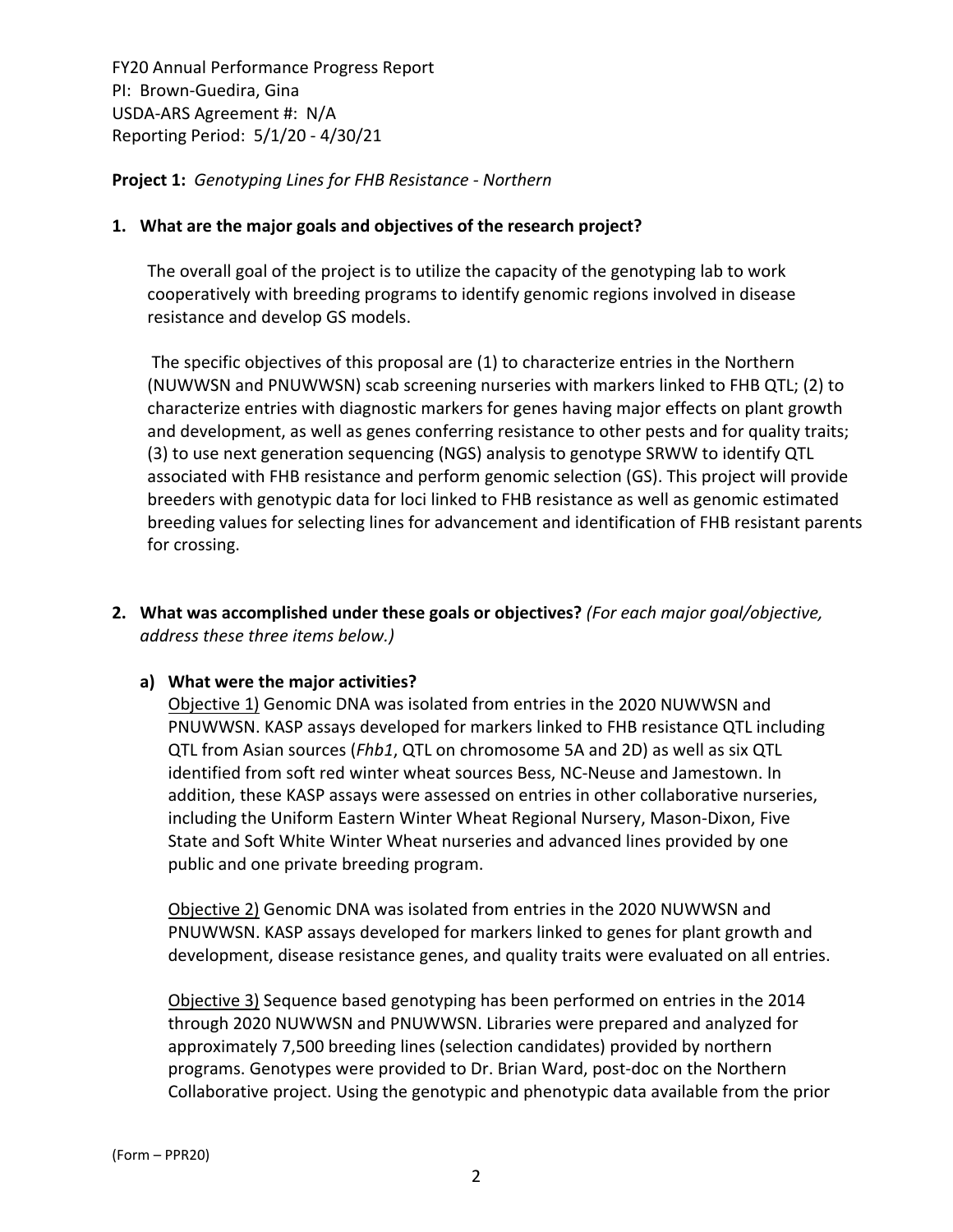FY20 Annual Performance Progress Report
PI: Brown-Guedira, Gina
USDA-ARS Agreement #: N/A
Reporting Period: 5/1/20 - 4/30/21

**Project 1:** *Genotyping Lines for FHB Resistance - Northern*

**1. What are the major goals and objectives of the research project?**

The overall goal of the project is to utilize the capacity of the genotyping lab to work cooperatively with breeding programs to identify genomic regions involved in disease resistance and develop GS models.

The specific objectives of this proposal are (1) to characterize entries in the Northern (NUWWSN and PNUWWSN) scab screening nurseries with markers linked to FHB QTL; (2) to characterize entries with diagnostic markers for genes having major effects on plant growth and development, as well as genes conferring resistance to other pests and for quality traits; (3) to use next generation sequencing (NGS) analysis to genotype SRWW to identify QTL associated with FHB resistance and perform genomic selection (GS). This project will provide breeders with genotypic data for loci linked to FHB resistance as well as genomic estimated breeding values for selecting lines for advancement and identification of FHB resistant parents for crossing.

**2. What was accomplished under these goals or objectives?** *(For each major goal/objective, address these three items below.)*

**a) What were the major activities?**

Objective 1) Genomic DNA was isolated from entries in the 2020 NUWWSN and PNUWWSN. KASP assays developed for markers linked to FHB resistance QTL including QTL from Asian sources (*Fhb1*, QTL on chromosome 5A and 2D) as well as six QTL identified from soft red winter wheat sources Bess, NC-Neuse and Jamestown. In addition, these KASP assays were assessed on entries in other collaborative nurseries, including the Uniform Eastern Winter Wheat Regional Nursery, Mason-Dixon, Five State and Soft White Winter Wheat nurseries and advanced lines provided by one public and one private breeding program.

Objective 2) Genomic DNA was isolated from entries in the 2020 NUWWSN and PNUWWSN. KASP assays developed for markers linked to genes for plant growth and development, disease resistance genes, and quality traits were evaluated on all entries.

Objective 3) Sequence based genotyping has been performed on entries in the 2014 through 2020 NUWWSN and PNUWWSN. Libraries were prepared and analyzed for approximately 7,500 breeding lines (selection candidates) provided by northern programs. Genotypes were provided to Dr. Brian Ward, post-doc on the Northern Collaborative project. Using the genotypic and phenotypic data available from the prior

(Form – PPR20)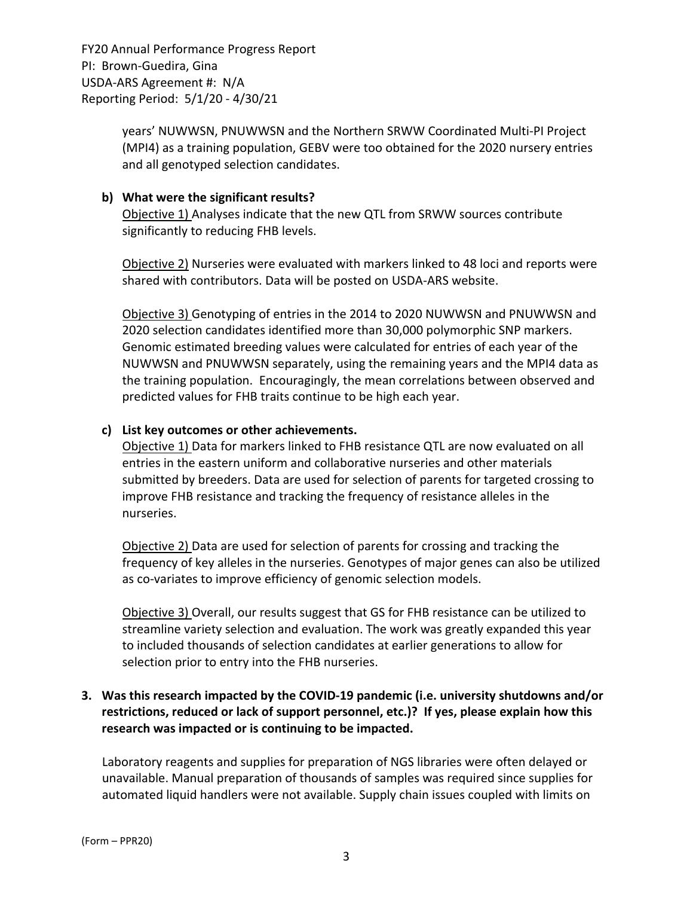years' NUWWSN, PNUWWSN and the Northern SRWW Coordinated Multi-PI Project (MPI4) as a training population, GEBV were too obtained for the 2020 nursery entries and all genotyped selection candidates.

**b) What were the significant results?**

Objective 1) Analyses indicate that the new QTL from SRWW sources contribute significantly to reducing FHB levels.

Objective 2) Nurseries were evaluated with markers linked to 48 loci and reports were shared with contributors. Data will be posted on USDA-ARS website.

Objective 3) Genotyping of entries in the 2014 to 2020 NUWWSN and PNUWWSN and 2020 selection candidates identified more than 30,000 polymorphic SNP markers. Genomic estimated breeding values were calculated for entries of each year of the NUWWSN and PNUWWSN separately, using the remaining years and the MPI4 data as the training population. Encouragingly, the mean correlations between observed and predicted values for FHB traits continue to be high each year.

**c) List key outcomes or other achievements.**

Objective 1) Data for markers linked to FHB resistance QTL are now evaluated on all entries in the eastern uniform and collaborative nurseries and other materials submitted by breeders. Data are used for selection of parents for targeted crossing to improve FHB resistance and tracking the frequency of resistance alleles in the nurseries.

Objective 2) Data are used for selection of parents for crossing and tracking the frequency of key alleles in the nurseries. Genotypes of major genes can also be utilized as co-variates to improve efficiency of genomic selection models.

Objective 3) Overall, our results suggest that GS for FHB resistance can be utilized to streamline variety selection and evaluation. The work was greatly expanded this year to included thousands of selection candidates at earlier generations to allow for selection prior to entry into the FHB nurseries.

**3. Was this research impacted by the COVID-19 pandemic (i.e. university shutdowns and/or restrictions, reduced or lack of support personnel, etc.)? If yes, please explain how this research was impacted or is continuing to be impacted.**

Laboratory reagents and supplies for preparation of NGS libraries were often delayed or unavailable. Manual preparation of thousands of samples was required since supplies for automated liquid handlers were not available. Supply chain issues coupled with limits on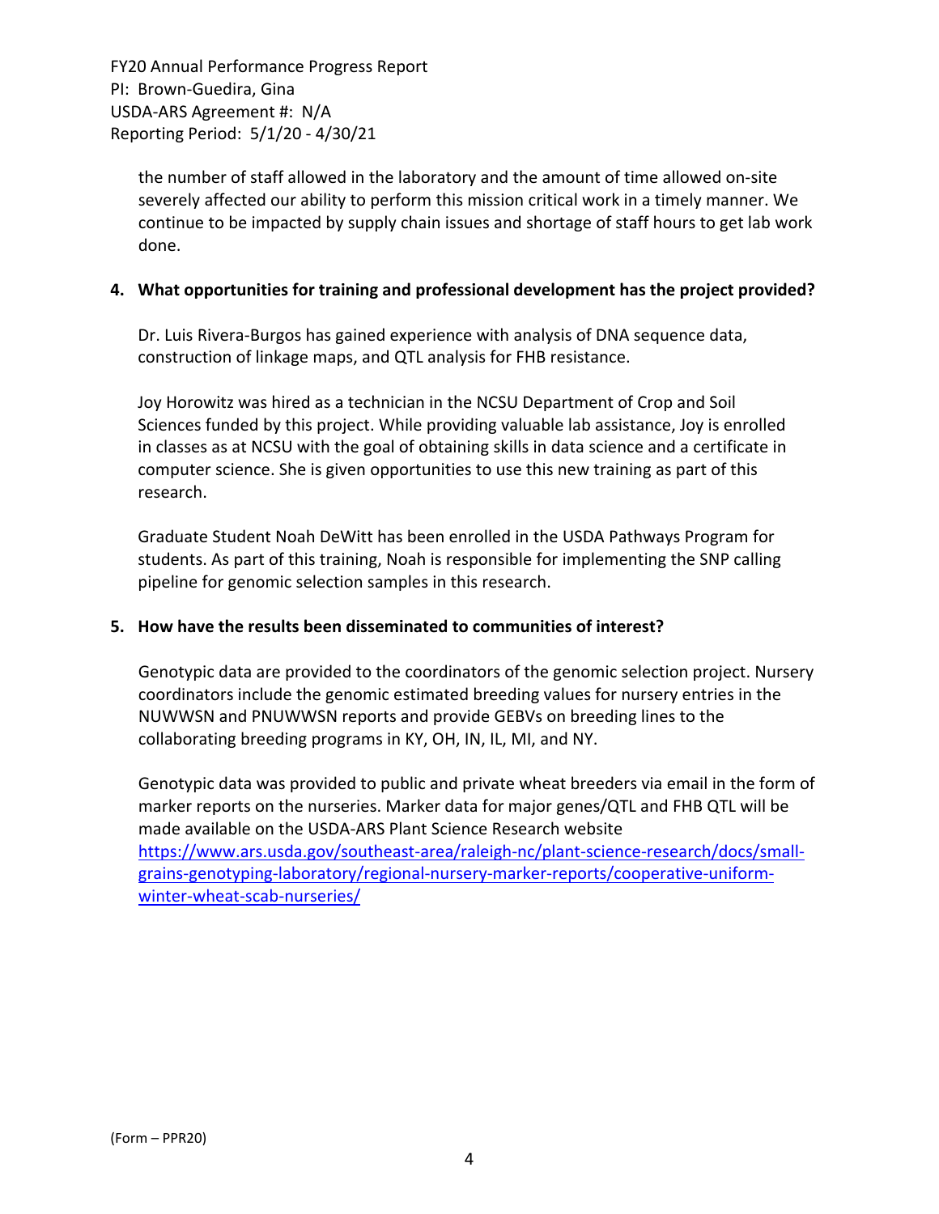the number of staff allowed in the laboratory and the amount of time allowed on-site severely affected our ability to perform this mission critical work in a timely manner. We continue to be impacted by supply chain issues and shortage of staff hours to get lab work done.

**4. What opportunities for training and professional development has the project provided?**

Dr. Luis Rivera-Burgos has gained experience with analysis of DNA sequence data, construction of linkage maps, and QTL analysis for FHB resistance.

Joy Horowitz was hired as a technician in the NCSU Department of Crop and Soil Sciences funded by this project. While providing valuable lab assistance, Joy is enrolled in classes as at NCSU with the goal of obtaining skills in data science and a certificate in computer science. She is given opportunities to use this new training as part of this research.

Graduate Student Noah DeWitt has been enrolled in the USDA Pathways Program for students. As part of this training, Noah is responsible for implementing the SNP calling pipeline for genomic selection samples in this research.

**5. How have the results been disseminated to communities of interest?**

Genotypic data are provided to the coordinators of the genomic selection project. Nursery coordinators include the genomic estimated breeding values for nursery entries in the NUWWSN and PNUWWSN reports and provide GEBVs on breeding lines to the collaborating breeding programs in KY, OH, IN, IL, MI, and NY.

Genotypic data was provided to public and private wheat breeders via email in the form of marker reports on the nurseries. Marker data for major genes/QTL and FHB QTL will be made available on the USDA-ARS Plant Science Research website https://www.ars.usda.gov/southeast-area/raleigh-nc/plant-science-research/docs/small-grains-genotyping-laboratory/regional-nursery-marker-reports/cooperative-uniform-winter-wheat-scab-nurseries/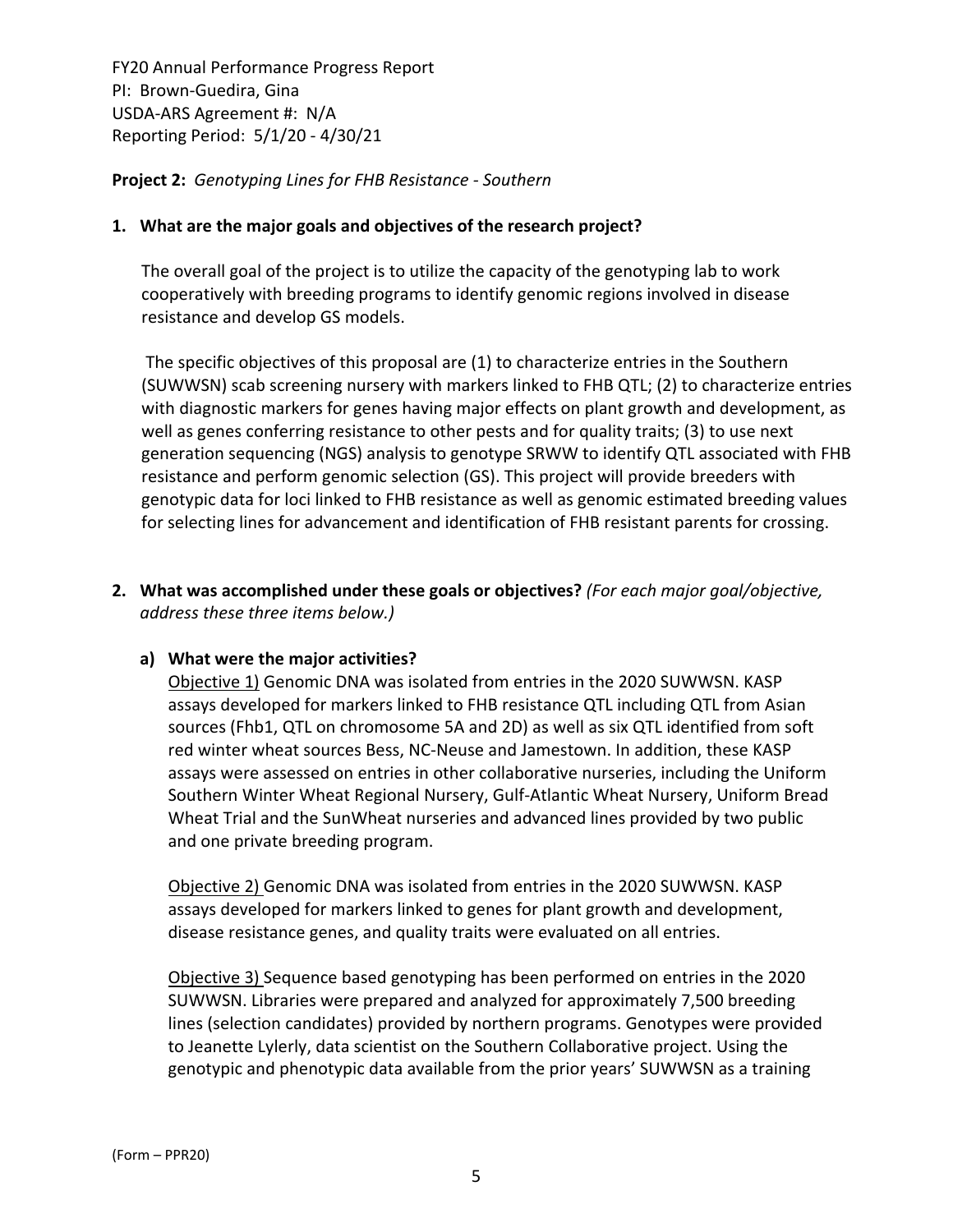FY20 Annual Performance Progress Report
PI: Brown-Guedira, Gina
USDA-ARS Agreement #: N/A
Reporting Period: 5/1/20 - 4/30/21

**Project 2:** *Genotyping Lines for FHB Resistance - Southern*

**1. What are the major goals and objectives of the research project?**

The overall goal of the project is to utilize the capacity of the genotyping lab to work cooperatively with breeding programs to identify genomic regions involved in disease resistance and develop GS models.

The specific objectives of this proposal are (1) to characterize entries in the Southern (SUWWSN) scab screening nursery with markers linked to FHB QTL; (2) to characterize entries with diagnostic markers for genes having major effects on plant growth and development, as well as genes conferring resistance to other pests and for quality traits; (3) to use next generation sequencing (NGS) analysis to genotype SRWW to identify QTL associated with FHB resistance and perform genomic selection (GS). This project will provide breeders with genotypic data for loci linked to FHB resistance as well as genomic estimated breeding values for selecting lines for advancement and identification of FHB resistant parents for crossing.

**2. What was accomplished under these goals or objectives?** *(For each major goal/objective, address these three items below.)*

**a) What were the major activities?**

Objective 1) Genomic DNA was isolated from entries in the 2020 SUWWSN. KASP assays developed for markers linked to FHB resistance QTL including QTL from Asian sources (Fhb1, QTL on chromosome 5A and 2D) as well as six QTL identified from soft red winter wheat sources Bess, NC-Neuse and Jamestown. In addition, these KASP assays were assessed on entries in other collaborative nurseries, including the Uniform Southern Winter Wheat Regional Nursery, Gulf-Atlantic Wheat Nursery, Uniform Bread Wheat Trial and the SunWheat nurseries and advanced lines provided by two public and one private breeding program.

Objective 2) Genomic DNA was isolated from entries in the 2020 SUWWSN. KASP assays developed for markers linked to genes for plant growth and development, disease resistance genes, and quality traits were evaluated on all entries.

Objective 3) Sequence based genotyping has been performed on entries in the 2020 SUWWSN. Libraries were prepared and analyzed for approximately 7,500 breeding lines (selection candidates) provided by northern programs. Genotypes were provided to Jeanette Lylerly, data scientist on the Southern Collaborative project. Using the genotypic and phenotypic data available from the prior years' SUWWSN as a training

(Form – PPR20)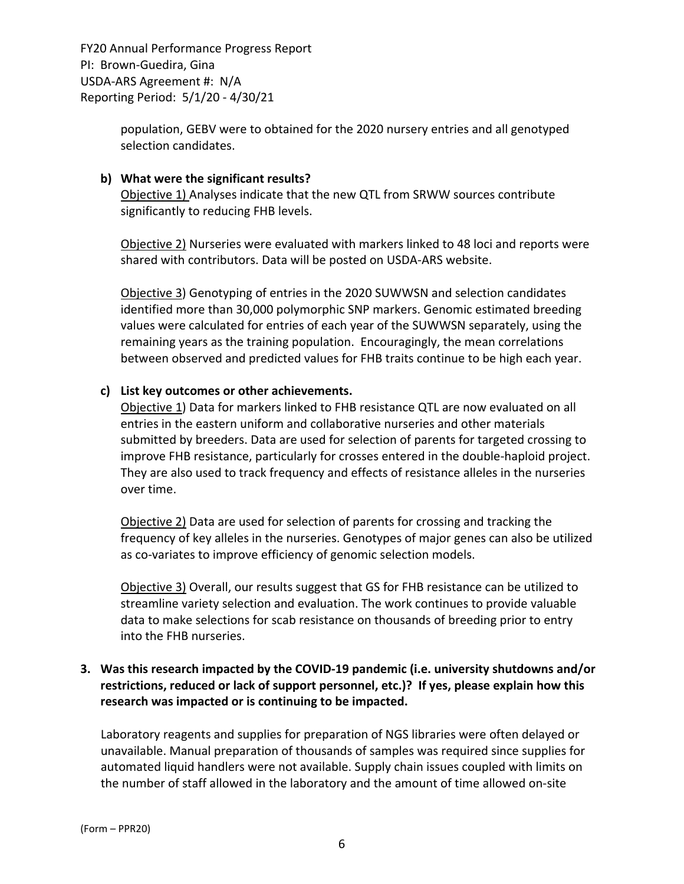population, GEBV were to obtained for the 2020 nursery entries and all genotyped selection candidates.

**b) What were the significant results?**

Objective 1) Analyses indicate that the new QTL from SRWW sources contribute significantly to reducing FHB levels.

Objective 2) Nurseries were evaluated with markers linked to 48 loci and reports were shared with contributors. Data will be posted on USDA-ARS website.

Objective 3) Genotyping of entries in the 2020 SUWWSN and selection candidates identified more than 30,000 polymorphic SNP markers. Genomic estimated breeding values were calculated for entries of each year of the SUWWSN separately, using the remaining years as the training population. Encouragingly, the mean correlations between observed and predicted values for FHB traits continue to be high each year.

**c) List key outcomes or other achievements.**

Objective 1) Data for markers linked to FHB resistance QTL are now evaluated on all entries in the eastern uniform and collaborative nurseries and other materials submitted by breeders. Data are used for selection of parents for targeted crossing to improve FHB resistance, particularly for crosses entered in the double-haploid project. They are also used to track frequency and effects of resistance alleles in the nurseries over time.

Objective 2) Data are used for selection of parents for crossing and tracking the frequency of key alleles in the nurseries. Genotypes of major genes can also be utilized as co-variates to improve efficiency of genomic selection models.

Objective 3) Overall, our results suggest that GS for FHB resistance can be utilized to streamline variety selection and evaluation. The work continues to provide valuable data to make selections for scab resistance on thousands of breeding prior to entry into the FHB nurseries.

**3. Was this research impacted by the COVID-19 pandemic (i.e. university shutdowns and/or restrictions, reduced or lack of support personnel, etc.)? If yes, please explain how this research was impacted or is continuing to be impacted.**

Laboratory reagents and supplies for preparation of NGS libraries were often delayed or unavailable. Manual preparation of thousands of samples was required since supplies for automated liquid handlers were not available. Supply chain issues coupled with limits on the number of staff allowed in the laboratory and the amount of time allowed on-site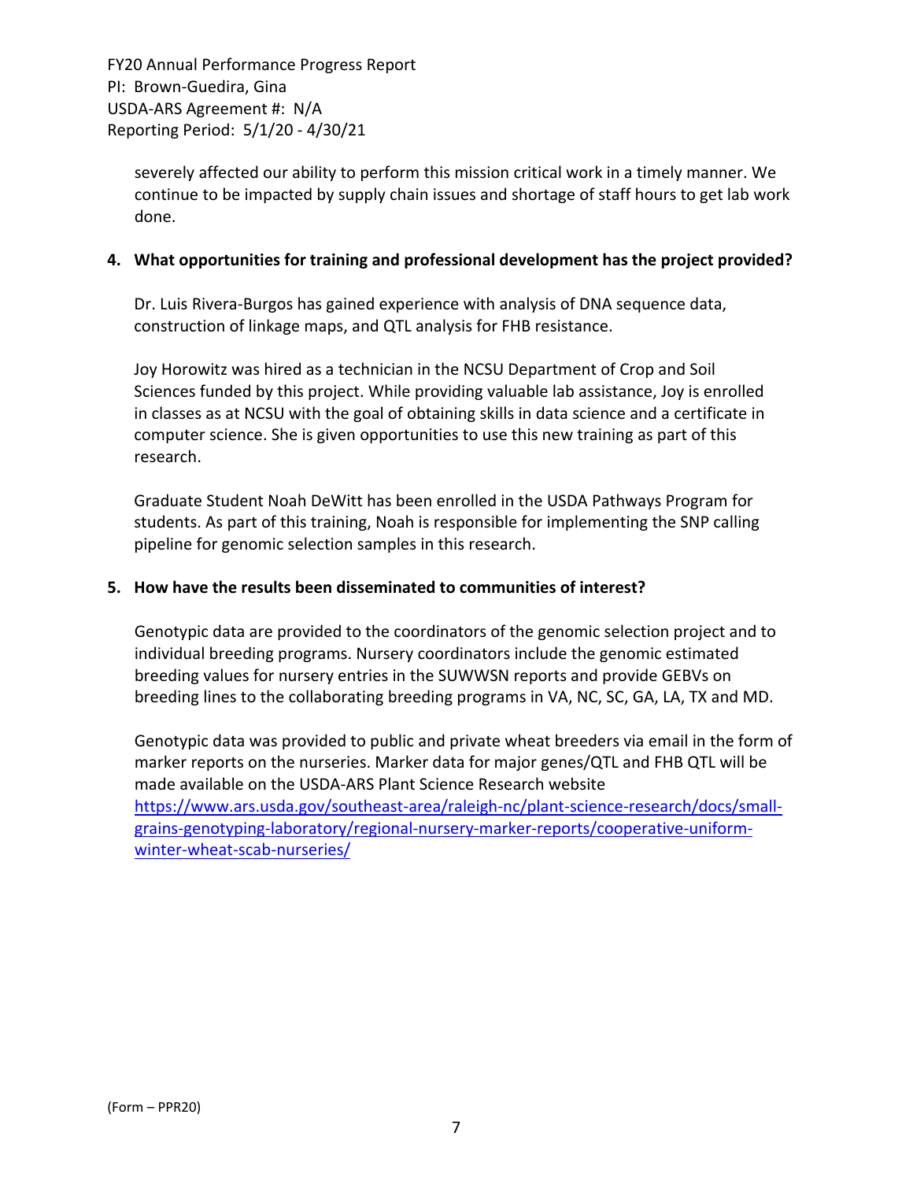severely affected our ability to perform this mission critical work in a timely manner. We continue to be impacted by supply chain issues and shortage of staff hours to get lab work done.

**4. What opportunities for training and professional development has the project provided?**

Dr. Luis Rivera-Burgos has gained experience with analysis of DNA sequence data, construction of linkage maps, and QTL analysis for FHB resistance.

Joy Horowitz was hired as a technician in the NCSU Department of Crop and Soil Sciences funded by this project. While providing valuable lab assistance, Joy is enrolled in classes as at NCSU with the goal of obtaining skills in data science and a certificate in computer science. She is given opportunities to use this new training as part of this research.

Graduate Student Noah DeWitt has been enrolled in the USDA Pathways Program for students. As part of this training, Noah is responsible for implementing the SNP calling pipeline for genomic selection samples in this research.

**5. How have the results been disseminated to communities of interest?**

Genotypic data are provided to the coordinators of the genomic selection project and to individual breeding programs. Nursery coordinators include the genomic estimated breeding values for nursery entries in the SUWWSN reports and provide GEBVs on breeding lines to the collaborating breeding programs in VA, NC, SC, GA, LA, TX and MD.

Genotypic data was provided to public and private wheat breeders via email in the form of marker reports on the nurseries. Marker data for major genes/QTL and FHB QTL will be made available on the USDA-ARS Plant Science Research website https://www.ars.usda.gov/southeast-area/raleigh-nc/plant-science-research/docs/small-grains-genotyping-laboratory/regional-nursery-marker-reports/cooperative-uniform-winter-wheat-scab-nurseries/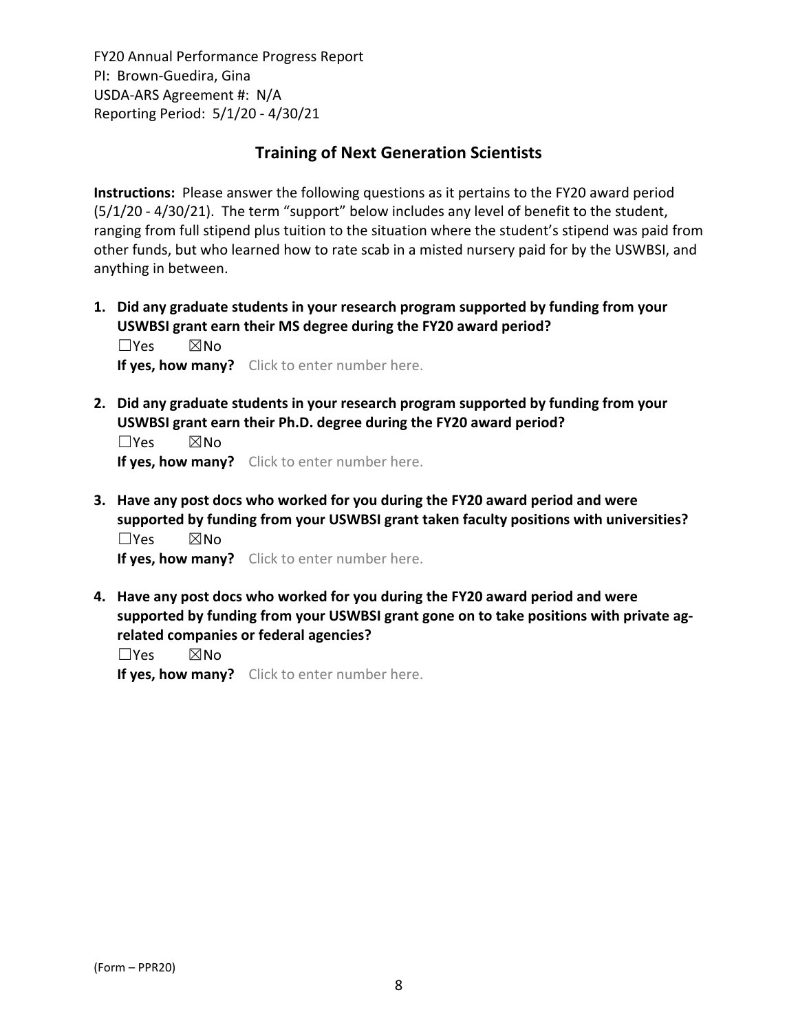FY20 Annual Performance Progress Report
PI: Brown-Guedira, Gina
USDA-ARS Agreement #: N/A
Reporting Period: 5/1/20 - 4/30/21

## Training of Next Generation Scientists

**Instructions:** Please answer the following questions as it pertains to the FY20 award period (5/1/20 - 4/30/21). The term "support" below includes any level of benefit to the student, ranging from full stipend plus tuition to the situation where the student's stipend was paid from other funds, but who learned how to rate scab in a misted nursery paid for by the USWBSI, and anything in between.

1. **Did any graduate students in your research program supported by funding from your USWBSI grant earn their MS degree during the FY20 award period?**
   ☐Yes ☒No
   **If yes, how many?** Click to enter number here.

2. **Did any graduate students in your research program supported by funding from your USWBSI grant earn their Ph.D. degree during the FY20 award period?**
   ☐Yes ☒No
   **If yes, how many?** Click to enter number here.

3. **Have any post docs who worked for you during the FY20 award period and were supported by funding from your USWBSI grant taken faculty positions with universities?**
   ☐Yes ☒No
   **If yes, how many?** Click to enter number here.

4. **Have any post docs who worked for you during the FY20 award period and were supported by funding from your USWBSI grant gone on to take positions with private ag-related companies or federal agencies?**
   ☐Yes ☒No
   **If yes, how many?** Click to enter number here.

(Form – PPR20)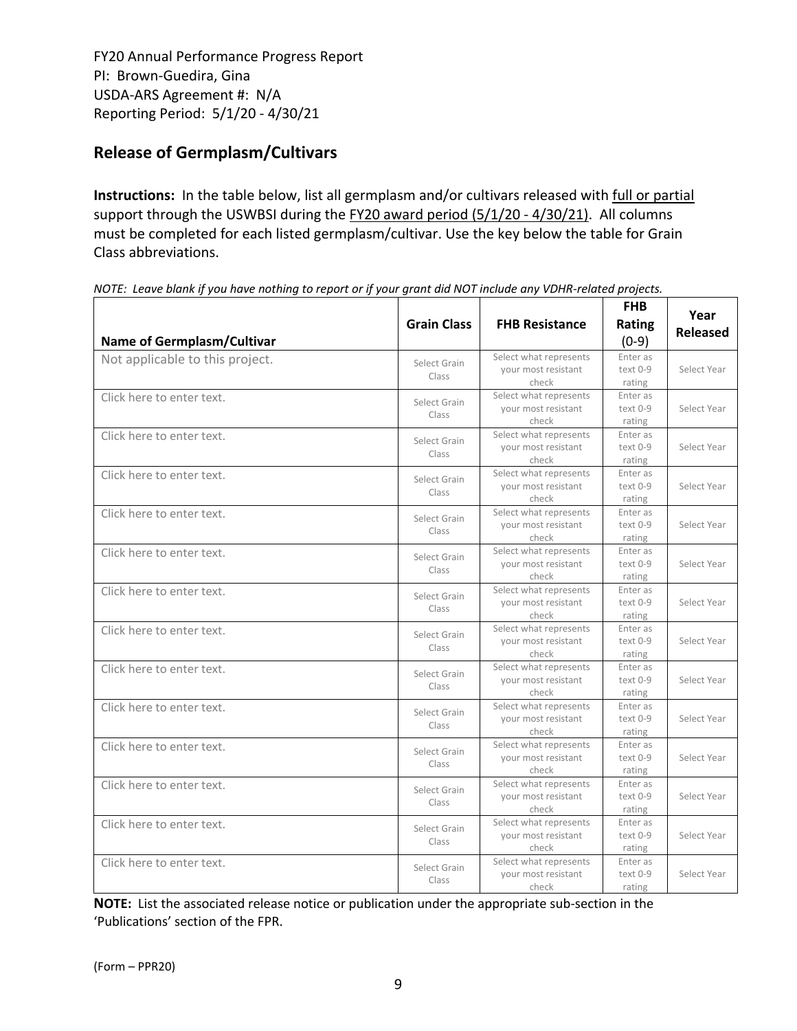FY20 Annual Performance Progress Report
PI: Brown-Guedira, Gina
USDA-ARS Agreement #: N/A
Reporting Period: 5/1/20 - 4/30/21

## Release of Germplasm/Cultivars

**Instructions:** In the table below, list all germplasm and/or cultivars released with full or partial support through the USWBSI during the FY20 award period (5/1/20 - 4/30/21). All columns must be completed for each listed germplasm/cultivar. Use the key below the table for Grain Class abbreviations.

*NOTE: Leave blank if you have nothing to report or if your grant did NOT include any VDHR-related projects.*

| Name of Germplasm/Cultivar | Grain Class | FHB Resistance | FHB Rating (0-9) | Year Released |
|---|---|---|---|---|
| Not applicable to this project. | Select Grain Class | Select what represents your most resistant check | Enter as text 0-9 rating | Select Year |
| Click here to enter text. | Select Grain Class | Select what represents your most resistant check | Enter as text 0-9 rating | Select Year |
| Click here to enter text. | Select Grain Class | Select what represents your most resistant check | Enter as text 0-9 rating | Select Year |
| Click here to enter text. | Select Grain Class | Select what represents your most resistant check | Enter as text 0-9 rating | Select Year |
| Click here to enter text. | Select Grain Class | Select what represents your most resistant check | Enter as text 0-9 rating | Select Year |
| Click here to enter text. | Select Grain Class | Select what represents your most resistant check | Enter as text 0-9 rating | Select Year |
| Click here to enter text. | Select Grain Class | Select what represents your most resistant check | Enter as text 0-9 rating | Select Year |
| Click here to enter text. | Select Grain Class | Select what represents your most resistant check | Enter as text 0-9 rating | Select Year |
| Click here to enter text. | Select Grain Class | Select what represents your most resistant check | Enter as text 0-9 rating | Select Year |
| Click here to enter text. | Select Grain Class | Select what represents your most resistant check | Enter as text 0-9 rating | Select Year |
| Click here to enter text. | Select Grain Class | Select what represents your most resistant check | Enter as text 0-9 rating | Select Year |
| Click here to enter text. | Select Grain Class | Select what represents your most resistant check | Enter as text 0-9 rating | Select Year |
| Click here to enter text. | Select Grain Class | Select what represents your most resistant check | Enter as text 0-9 rating | Select Year |
| Click here to enter text. | Select Grain Class | Select what represents your most resistant check | Enter as text 0-9 rating | Select Year |

**NOTE:** List the associated release notice or publication under the appropriate sub-section in the 'Publications' section of the FPR.

(Form – PPR20)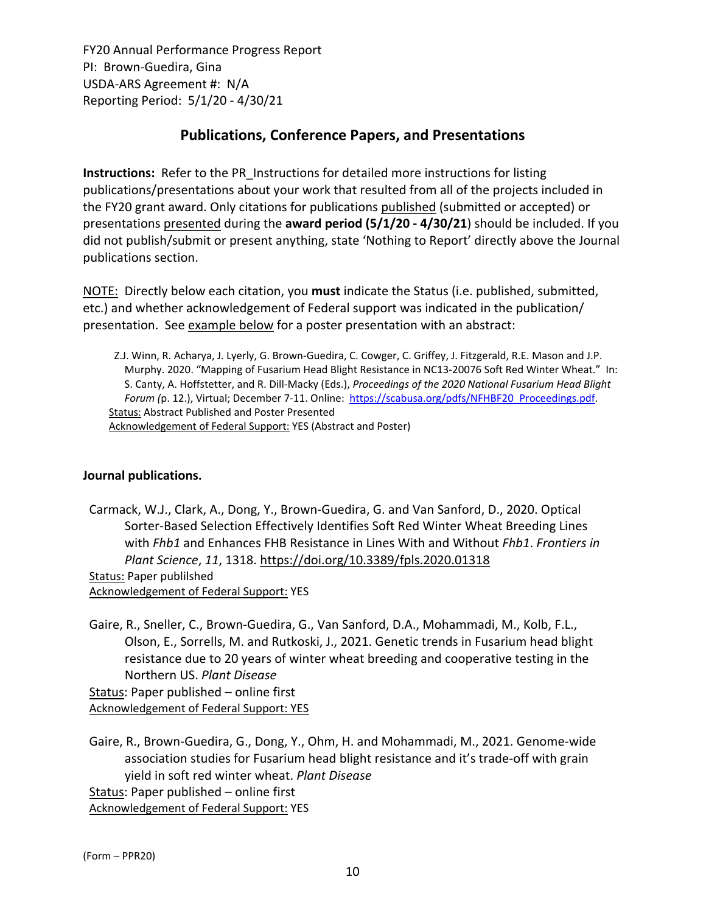FY20 Annual Performance Progress Report
PI: Brown-Guedira, Gina
USDA-ARS Agreement #: N/A
Reporting Period: 5/1/20 - 4/30/21

## Publications, Conference Papers, and Presentations

**Instructions:** Refer to the PR_Instructions for detailed more instructions for listing publications/presentations about your work that resulted from all of the projects included in the FY20 grant award. Only citations for publications published (submitted or accepted) or presentations presented during the **award period (5/1/20 - 4/30/21)** should be included. If you did not publish/submit or present anything, state 'Nothing to Report' directly above the Journal publications section.

NOTE: Directly below each citation, you **must** indicate the Status (i.e. published, submitted, etc.) and whether acknowledgement of Federal support was indicated in the publication/presentation. See example below for a poster presentation with an abstract:

> Z.J. Winn, R. Acharya, J. Lyerly, G. Brown-Guedira, C. Cowger, C. Griffey, J. Fitzgerald, R.E. Mason and J.P. Murphy. 2020. "Mapping of Fusarium Head Blight Resistance in NC13-20076 Soft Red Winter Wheat." In: S. Canty, A. Hoffstetter, and R. Dill-Macky (Eds.), *Proceedings of the 2020 National Fusarium Head Blight Forum (*p. 12.), Virtual; December 7-11. Online: https://scabusa.org/pdfs/NFHBF20_Proceedings.pdf.
> Status: Abstract Published and Poster Presented
> Acknowledgement of Federal Support: YES (Abstract and Poster)

**Journal publications.**

Carmack, W.J., Clark, A., Dong, Y., Brown-Guedira, G. and Van Sanford, D., 2020. Optical Sorter-Based Selection Effectively Identifies Soft Red Winter Wheat Breeding Lines with *Fhb1* and Enhances FHB Resistance in Lines With and Without *Fhb1*. *Frontiers in Plant Science*, *11*, 1318. https://doi.org/10.3389/fpls.2020.01318
Status: Paper publilshed
Acknowledgement of Federal Support: YES

Gaire, R., Sneller, C., Brown-Guedira, G., Van Sanford, D.A., Mohammadi, M., Kolb, F.L., Olson, E., Sorrells, M. and Rutkoski, J., 2021. Genetic trends in Fusarium head blight resistance due to 20 years of winter wheat breeding and cooperative testing in the Northern US. *Plant Disease*
Status: Paper published – online first
Acknowledgement of Federal Support: YES

Gaire, R., Brown-Guedira, G., Dong, Y., Ohm, H. and Mohammadi, M., 2021. Genome-wide association studies for Fusarium head blight resistance and it's trade-off with grain yield in soft red winter wheat. *Plant Disease*
Status: Paper published – online first
Acknowledgement of Federal Support: YES

(Form – PPR20)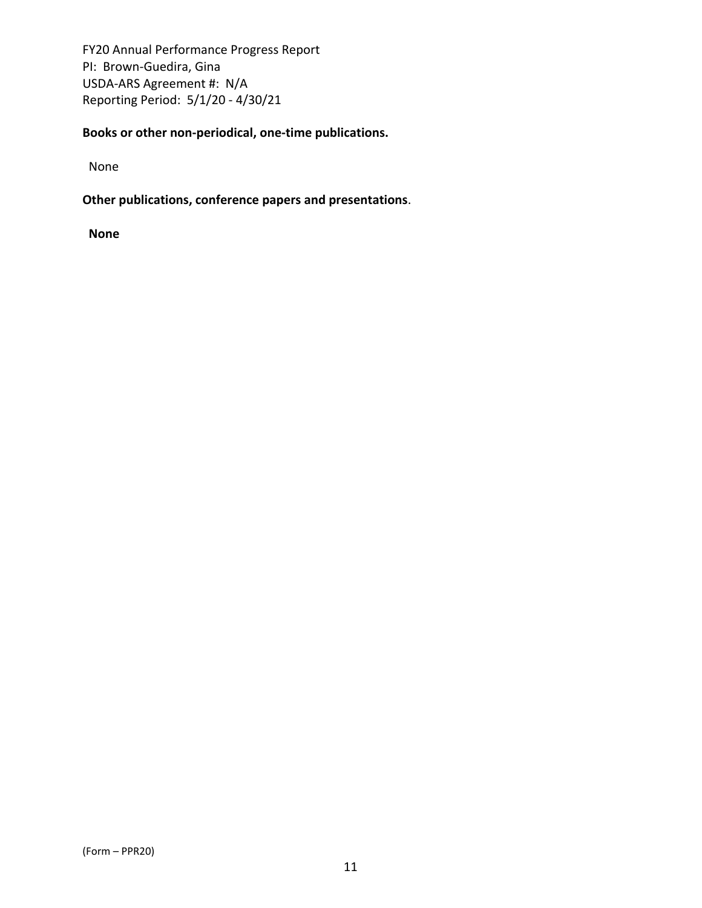**Books or other non-periodical, one-time publications.**

None

**Other publications, conference papers and presentations**.

**None**